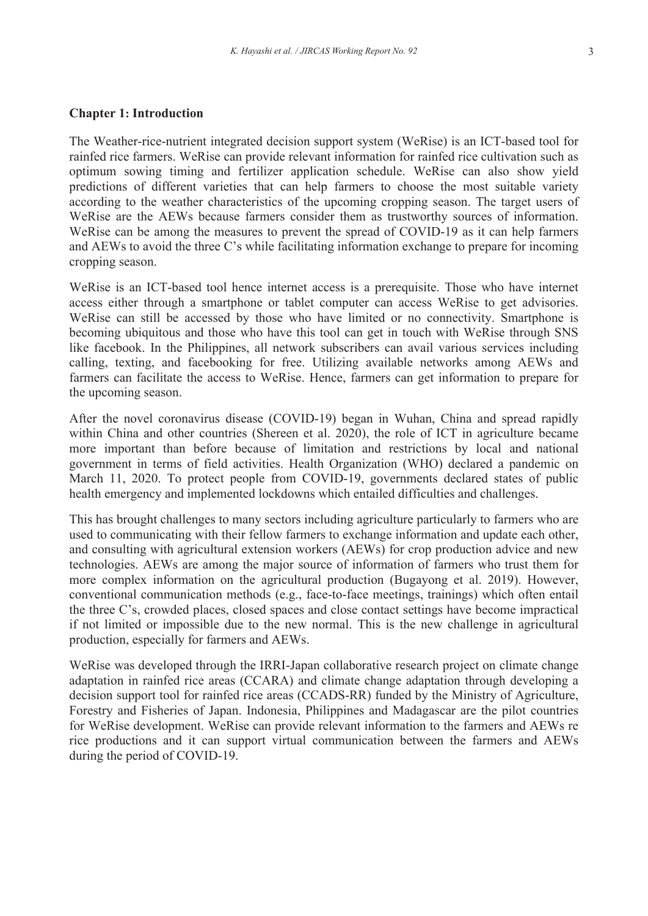## Chapter 1: Introduction

The Weather-rice-nutrient integrated decision support system (WeRise) is an ICT-based tool for rainfed rice farmers. WeRise can provide relevant information for rainfed rice cultivation such as optimum sowing timing and fertilizer application schedule. WeRise can also show yield predictions of different varieties that can help farmers to choose the most suitable variety according to the weather characteristics of the upcoming cropping season. The target users of WeRise are the AEWs because farmers consider them as trustworthy sources of information. WeRise can be among the measures to prevent the spread of COVID-19 as it can help farmers and AEWs to avoid the three C's while facilitating information exchange to prepare for incoming cropping season.

WeRise is an ICT-based tool hence internet access is a prerequisite. Those who have internet access either through a smartphone or tablet computer can access WeRise to get advisories. WeRise can still be accessed by those who have limited or no connectivity. Smartphone is becoming ubiquitous and those who have this tool can get in touch with WeRise through SNS like facebook. In the Philippines, all network subscribers can avail various services including calling, texting, and facebooking for free. Utilizing available networks among AEWs and farmers can facilitate the access to WeRise. Hence, farmers can get information to prepare for the upcoming season.

After the novel coronavirus disease (COVID-19) began in Wuhan, China and spread rapidly within China and other countries (Shereen et al. 2020), the role of ICT in agriculture became more important than before because of limitation and restrictions by local and national government in terms of field activities. Health Organization (WHO) declared a pandemic on March 11, 2020. To protect people from COVID-19, governments declared states of public health emergency and implemented lockdowns which entailed difficulties and challenges.

This has brought challenges to many sectors including agriculture particularly to farmers who are used to communicating with their fellow farmers to exchange information and update each other, and consulting with agricultural extension workers (AEWs) for crop production advice and new technologies. AEWs are among the major source of information of farmers who trust them for more complex information on the agricultural production (Bugayong et al. 2019). However, conventional communication methods (e.g., face-to-face meetings, trainings) which often entail the three C's, crowded places, closed spaces and close contact settings have become impractical if not limited or impossible due to the new normal. This is the new challenge in agricultural production, especially for farmers and AEWs.

WeRise was developed through the IRRI-Japan collaborative research project on climate change adaptation in rainfed rice areas (CCARA) and climate change adaptation through developing a decision support tool for rainfed rice areas (CCADS-RR) funded by the Ministry of Agriculture, Forestry and Fisheries of Japan. Indonesia, Philippines and Madagascar are the pilot countries for WeRise development. WeRise can provide relevant information to the farmers and AEWs re rice productions and it can support virtual communication between the farmers and AEWs during the period of COVID-19.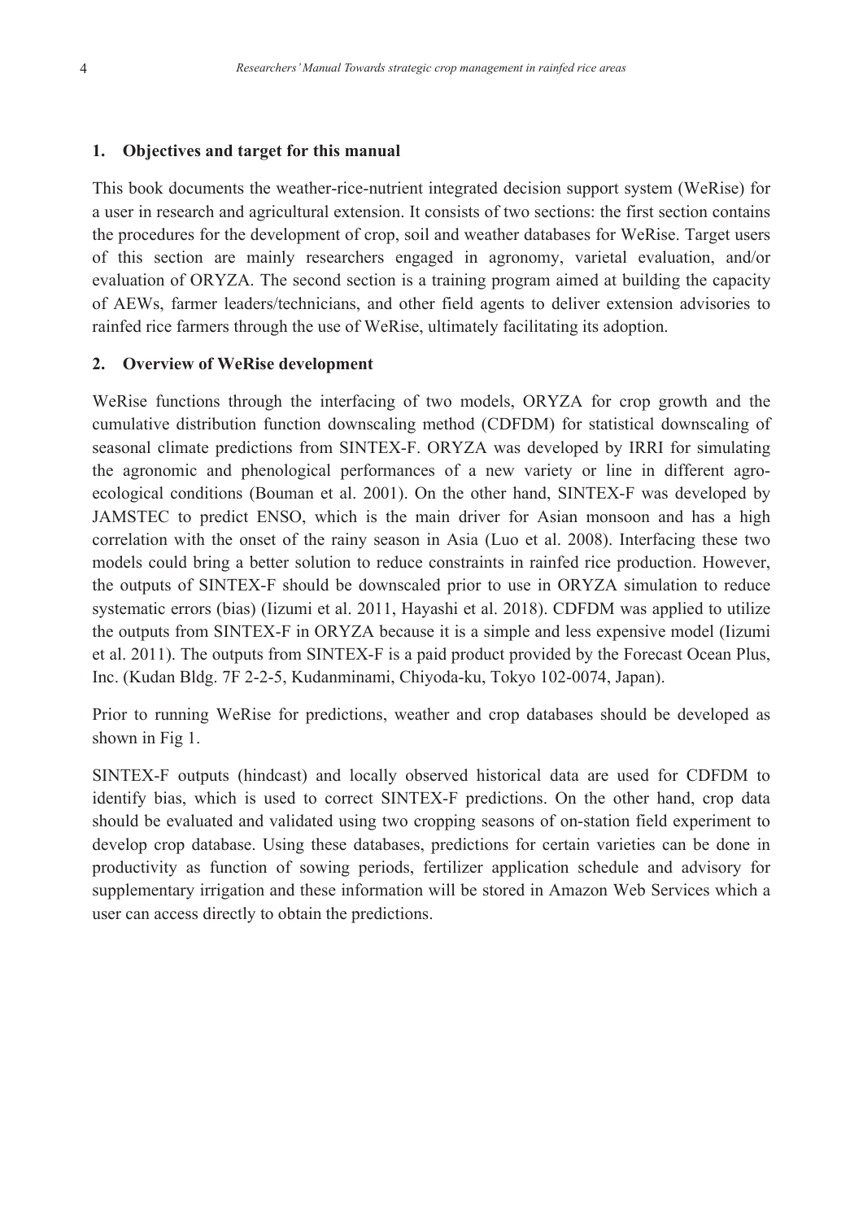## 1. Objectives and target for this manual

This book documents the weather-rice-nutrient integrated decision support system (WeRise) for a user in research and agricultural extension. It consists of two sections: the first section contains the procedures for the development of crop, soil and weather databases for WeRise. Target users of this section are mainly researchers engaged in agronomy, varietal evaluation, and/or evaluation of ORYZA. The second section is a training program aimed at building the capacity of AEWs, farmer leaders/technicians, and other field agents to deliver extension advisories to rainfed rice farmers through the use of WeRise, ultimately facilitating its adoption.

## 2. Overview of WeRise development

WeRise functions through the interfacing of two models, ORYZA for crop growth and the cumulative distribution function downscaling method (CDFDM) for statistical downscaling of seasonal climate predictions from SINTEX-F. ORYZA was developed by IRRI for simulating the agronomic and phenological performances of a new variety or line in different agro-ecological conditions (Bouman et al. 2001). On the other hand, SINTEX-F was developed by JAMSTEC to predict ENSO, which is the main driver for Asian monsoon and has a high correlation with the onset of the rainy season in Asia (Luo et al. 2008). Interfacing these two models could bring a better solution to reduce constraints in rainfed rice production. However, the outputs of SINTEX-F should be downscaled prior to use in ORYZA simulation to reduce systematic errors (bias) (Iizumi et al. 2011, Hayashi et al. 2018). CDFDM was applied to utilize the outputs from SINTEX-F in ORYZA because it is a simple and less expensive model (Iizumi et al. 2011). The outputs from SINTEX-F is a paid product provided by the Forecast Ocean Plus, Inc. (Kudan Bldg. 7F 2-2-5, Kudanminami, Chiyoda-ku, Tokyo 102-0074, Japan).

Prior to running WeRise for predictions, weather and crop databases should be developed as shown in Fig 1.

SINTEX-F outputs (hindcast) and locally observed historical data are used for CDFDM to identify bias, which is used to correct SINTEX-F predictions. On the other hand, crop data should be evaluated and validated using two cropping seasons of on-station field experiment to develop crop database. Using these databases, predictions for certain varieties can be done in productivity as function of sowing periods, fertilizer application schedule and advisory for supplementary irrigation and these information will be stored in Amazon Web Services which a user can access directly to obtain the predictions.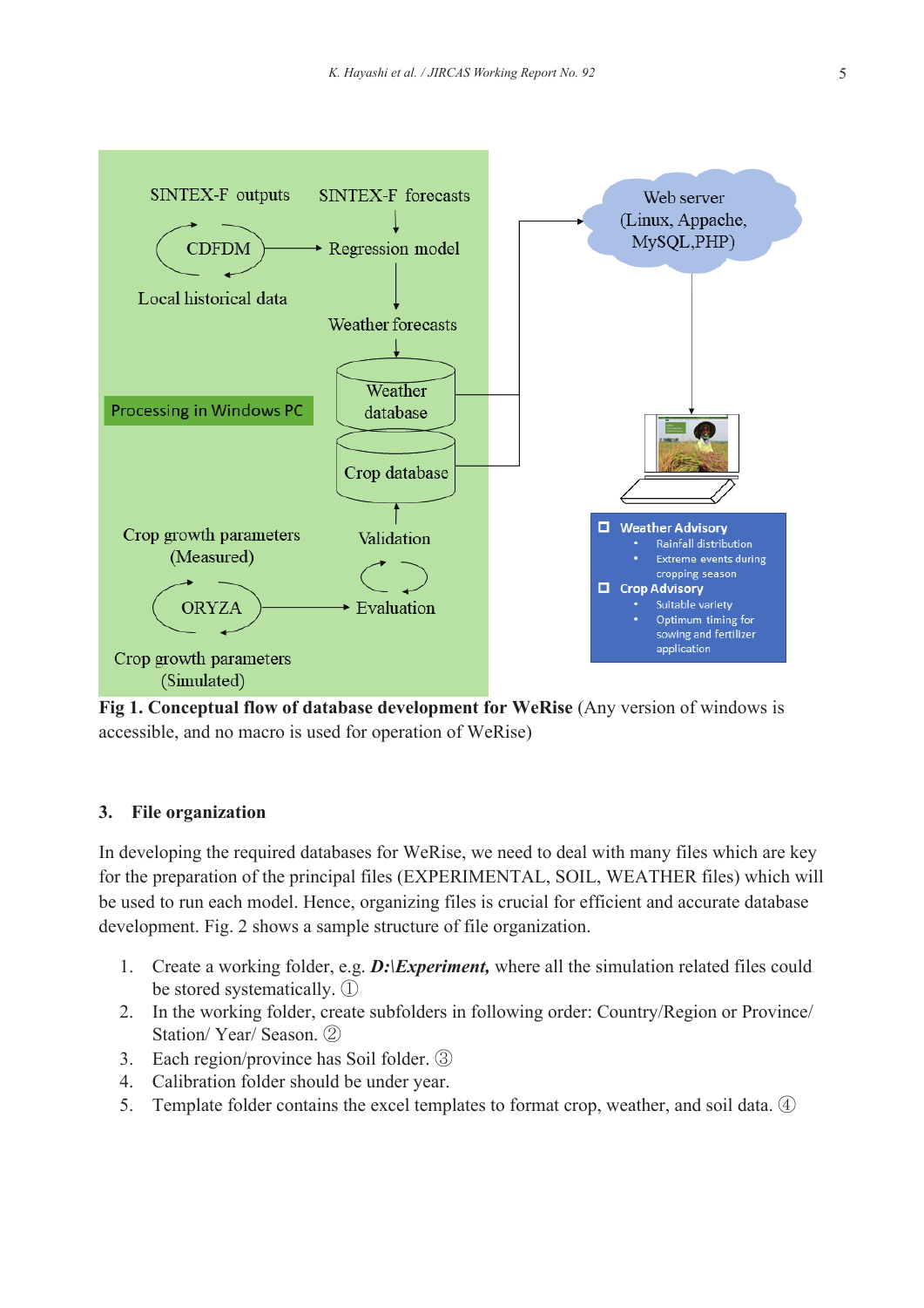**Fig 1. Conceptual flow of database development for WeRise** (Any version of windows is accessible, and no macro is used for operation of WeRise)

## 3. File organization

In developing the required databases for WeRise, we need to deal with many files which are key for the preparation of the principal files (EXPERIMENTAL, SOIL, WEATHER files) which will be used to run each model. Hence, organizing files is crucial for efficient and accurate database development. Fig. 2 shows a sample structure of file organization.

1. Create a working folder, e.g. ***D:\Experiment,*** where all the simulation related files could be stored systematically. ①
2. In the working folder, create subfolders in following order: Country/Region or Province/ Station/ Year/ Season. ②
3. Each region/province has Soil folder. ③
4. Calibration folder should be under year.
5. Template folder contains the excel templates to format crop, weather, and soil data. ④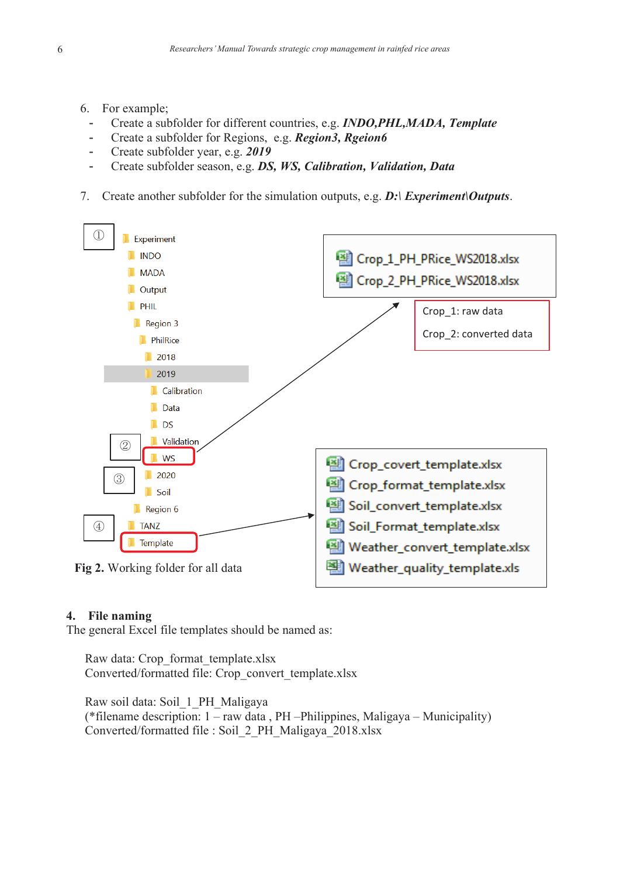6. For example;
   - Create a subfolder for different countries, e.g. ***INDO,PHL,MADA, Template***
   - Create a subfolder for Regions, e.g. ***Region3, Rgeion6***
   - Create subfolder year, e.g. ***2019***
   - Create subfolder season, e.g. ***DS, WS, Calibration, Validation, Data***

7. Create another subfolder for the simulation outputs, e.g. ***D:\ Experiment\Outputs***.

**Fig 2.** Working folder for all data

## 4. File naming

The general Excel file templates should be named as:

Raw data: Crop_format_template.xlsx
Converted/formatted file: Crop_convert_template.xlsx

Raw soil data: Soil_1_PH_Maligaya
(*filename description: 1 – raw data , PH –Philippines, Maligaya – Municipality)
Converted/formatted file : Soil_2_PH_Maligaya_2018.xlsx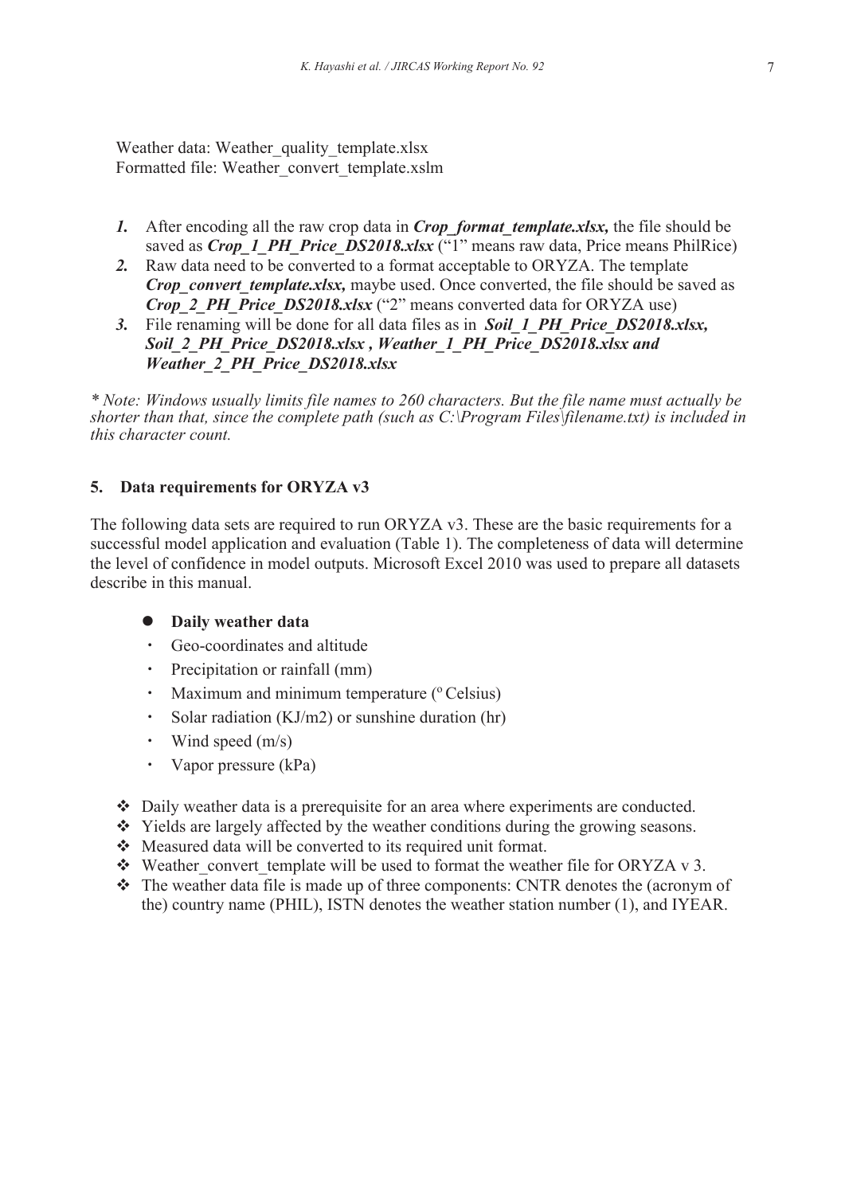Weather data: Weather_quality_template.xlsx
Formatted file: Weather_convert_template.xslm

1. After encoding all the raw crop data in ***Crop_format_template.xlsx,*** the file should be saved as ***Crop_1_PH_Price_DS2018.xlsx*** ("1" means raw data, Price means PhilRice)
2. Raw data need to be converted to a format acceptable to ORYZA. The template ***Crop_convert_template.xlsx,*** maybe used. Once converted, the file should be saved as ***Crop_2_PH_Price_DS2018.xlsx*** ("2" means converted data for ORYZA use)
3. File renaming will be done for all data files as in ***Soil_1_PH_Price_DS2018.xlsx, Soil_2_PH_Price_DS2018.xlsx , Weather_1_PH_Price_DS2018.xlsx and Weather_2_PH_Price_DS2018.xlsx***

*\* Note: Windows usually limits file names to 260 characters. But the file name must actually be shorter than that, since the complete path (such as C:\Program Files\filename.txt) is included in this character count.*

## 5. Data requirements for ORYZA v3

The following data sets are required to run ORYZA v3. These are the basic requirements for a successful model application and evaluation (Table 1). The completeness of data will determine the level of confidence in model outputs. Microsoft Excel 2010 was used to prepare all datasets describe in this manual.

- **Daily weather data**
  - Geo-coordinates and altitude
  - Precipitation or rainfall (mm)
  - Maximum and minimum temperature ($^{o}$ Celsius)
  - Solar radiation (KJ/m2) or sunshine duration (hr)
  - Wind speed (m/s)
  - Vapor pressure (kPa)

- Daily weather data is a prerequisite for an area where experiments are conducted.
- Yields are largely affected by the weather conditions during the growing seasons.
- Measured data will be converted to its required unit format.
- Weather_convert_template will be used to format the weather file for ORYZA v 3.
- The weather data file is made up of three components: CNTR denotes the (acronym of the) country name (PHIL), ISTN denotes the weather station number (1), and IYEAR.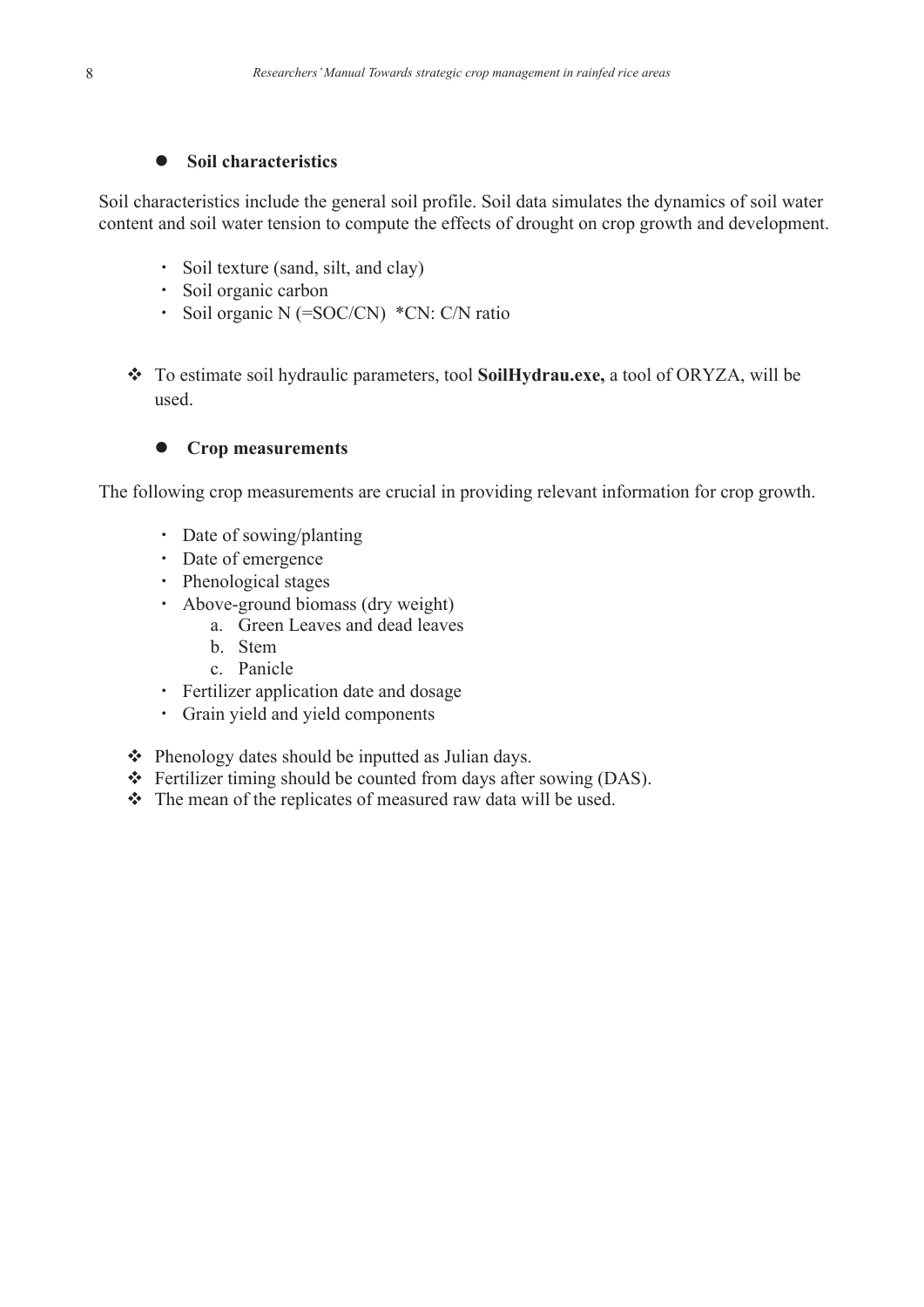- **Soil characteristics**

Soil characteristics include the general soil profile. Soil data simulates the dynamics of soil water content and soil water tension to compute the effects of drought on crop growth and development.

- Soil texture (sand, silt, and clay)
- Soil organic carbon
- Soil organic N (=SOC/CN) *CN: C/N ratio

❖ To estimate soil hydraulic parameters, tool **SoilHydrau.exe,** a tool of ORYZA, will be used.

- **Crop measurements**

The following crop measurements are crucial in providing relevant information for crop growth.

- Date of sowing/planting
- Date of emergence
- Phenological stages
- Above-ground biomass (dry weight)
    a. Green Leaves and dead leaves
    b. Stem
    c. Panicle
- Fertilizer application date and dosage
- Grain yield and yield components

❖ Phenology dates should be inputted as Julian days.
❖ Fertilizer timing should be counted from days after sowing (DAS).
❖ The mean of the replicates of measured raw data will be used.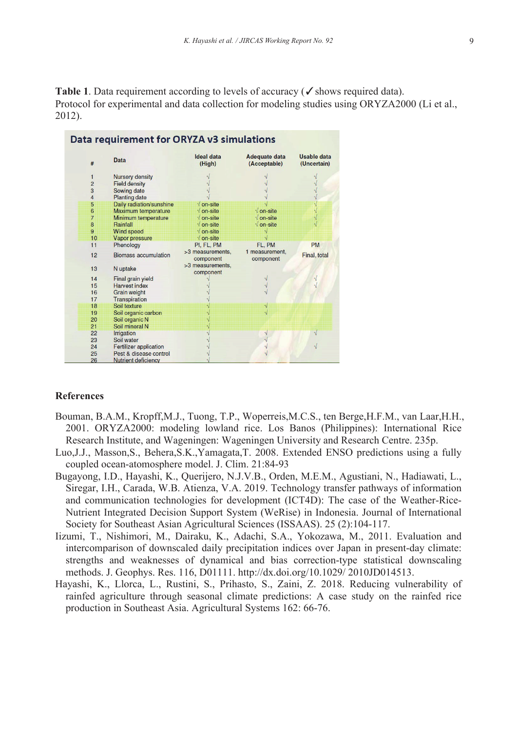**Table 1**. Data requirement according to levels of accuracy (✓shows required data).
Protocol for experimental and data collection for modeling studies using ORYZA2000 (Li et al., 2012).

**Data requirement for ORYZA v3 simulations**

| # | Data | Ideal data (High) | Adequate data (Acceptable) | Usable data (Uncertain) |
|---|---|---|---|---|
| 1 | Nursery density | √ | √ | √ |
| 2 | Field density | √ | √ | √ |
| 3 | Sowing date | √ | √ | √ |
| 4 | Planting date | √ | √ | √ |
| 5 | Daily radiation/sunshine | √ on-site | √ | √ |
| 6 | Maximum temperature | √ on-site | √ on-site | √ |
| 7 | Minimum temperature | √ on-site | √ on-site | √ |
| 8 | Rainfall | √ on-site | √ on-site | √ |
| 9 | Wind speed | √ on-site | √ | |
| 10 | Vapor pressure | √ on-site | √ | |
| 11 | Phenology | PI, FL, PM | FL, PM | PM |
| 12 | Biomass accumulation | >3 measurements, component | 1 measurement, component | Final, total |
| 13 | N uptake | >3 measurements, component | | |
| 14 | Final grain yield | √ | √ | √ |
| 15 | Harvest index | √ | √ | √ |
| 16 | Grain weight | √ | √ | |
| 17 | Transpiration | √ | | |
| 18 | Soil texture | √ | √ | |
| 19 | Soil organic carbon | √ | √ | |
| 20 | Soil organic N | √ | | |
| 21 | Soil mineral N | √ | | |
| 22 | Irrigation | √ | √ | √ |
| 23 | Soil water | √ | √ | |
| 24 | Fertilizer application | √ | √ | √ |
| 25 | Pest & disease control | √ | √ | |
| 26 | Nutrient deficiency | √ | | |

## References

Bouman, B.A.M., Kropff,M.J., Tuong, T.P., Woperreis,M.C.S., ten Berge,H.F.M., van Laar,H.H., 2001. ORYZA2000: modeling lowland rice. Los Banos (Philippines): International Rice Research Institute, and Wageningen: Wageningen University and Research Centre. 235p.

Luo,J.J., Masson,S., Behera,S.K.,Yamagata,T. 2008. Extended ENSO predictions using a fully coupled ocean-atomosphere model. J. Clim. 21:84-93

Bugayong, I.D., Hayashi, K., Querijero, N.J.V.B., Orden, M.E.M., Agustiani, N., Hadiawati, L., Siregar, I.H., Carada, W.B. Atienza, V.A. 2019. Technology transfer pathways of information and communication technologies for development (ICT4D): The case of the Weather-Rice-Nutrient Integrated Decision Support System (WeRise) in Indonesia. Journal of International Society for Southeast Asian Agricultural Sciences (ISSAAS). 25 (2):104-117.

Iizumi, T., Nishimori, M., Dairaku, K., Adachi, S.A., Yokozawa, M., 2011. Evaluation and intercomparison of downscaled daily precipitation indices over Japan in present-day climate: strengths and weaknesses of dynamical and bias correction-type statistical downscaling methods. J. Geophys. Res. 116, D01111. http://dx.doi.org/10.1029/ 2010JD014513.

Hayashi, K., Llorca, L., Rustini, S., Prihasto, S., Zaini, Z. 2018. Reducing vulnerability of rainfed agriculture through seasonal climate predictions: A case study on the rainfed rice production in Southeast Asia. Agricultural Systems 162: 66-76.